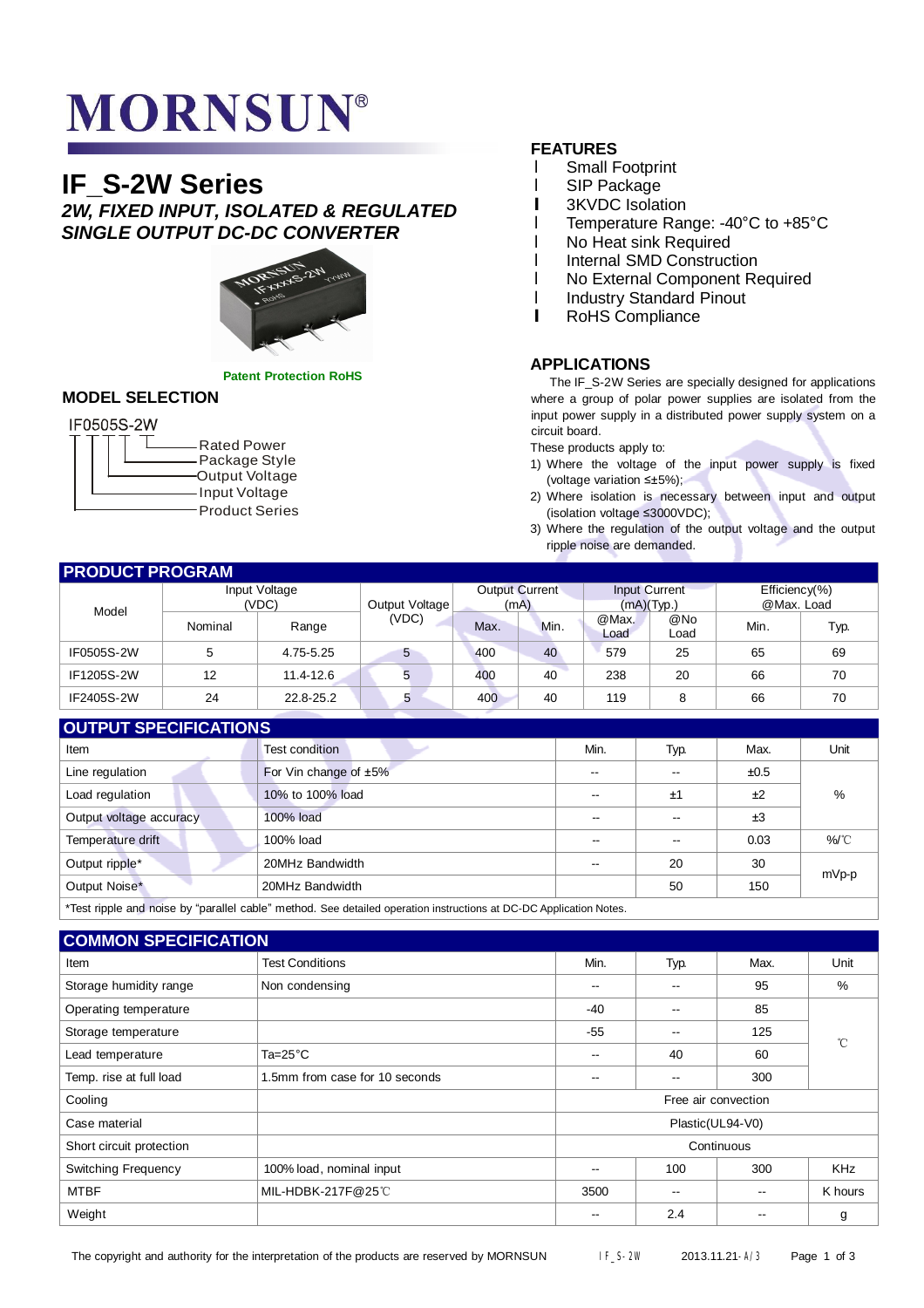# MORNSUN®

## IF_S-2W Series

### *2W, FIXED INPUT, ISOLATED & REGULATED SINGLE OUTPUT DC-DC CONVERTER*

**Patent Protection RoHS**

## MODEL SELECTION

IF0505S-2W

- Rated Power
- Package Style
- Output Voltage
- Input Voltage
- Product Series

## FEATURES

- Small Footprint
- SIP Package
- 3KVDC Isolation
- Temperature Range: -40°C to +85°C
- No Heat sink Required
- Internal SMD Construction
- No External Component Required
- Industry Standard Pinout
- RoHS Compliance

## APPLICATIONS

The IF_S-2W Series are specially designed for applications where a group of polar power supplies are isolated from the input power supply in a distributed power supply system on a circuit board.

These products apply to:

1) Where the voltage of the input power supply is fixed (voltage variation ≤±5%);
2) Where isolation is necessary between input and output (isolation voltage ≤3000VDC);
3) Where the regulation of the output voltage and the output ripple noise are demanded.

## PRODUCT PROGRAM

| Model | Input Voltage (VDC) | | Output Voltage (VDC) | Output Current (mA) | | Input Current (mA)(Typ.) | | Efficiency(%) @Max. Load | |
|---|---|---|---|---|---|---|---|---|---|
| | Nominal | Range | | Max. | Min. | @Max. Load | @No Load | Min. | Typ. |
| IF0505S-2W | 5 | 4.75-5.25 | 5 | 400 | 40 | 579 | 25 | 65 | 69 |
| IF1205S-2W | 12 | 11.4-12.6 | 5 | 400 | 40 | 238 | 20 | 66 | 70 |
| IF2405S-2W | 24 | 22.8-25.2 | 5 | 400 | 40 | 119 | 8 | 66 | 70 |

## OUTPUT SPECIFICATIONS

| Item | Test condition | Min. | Typ. | Max. | Unit |
|---|---|---|---|---|---|
| Line regulation | For Vin change of ±5% | -- | -- | ±0.5 | % |
| Load regulation | 10% to 100% load | -- | ±1 | ±2 | % |
| Output voltage accuracy | 100% load | -- | -- | ±3 | % |
| Temperature drift | 100% load | -- | -- | 0.03 | %/℃ |
| Output ripple* | 20MHz Bandwidth | -- | 20 | 30 | mVp-p |
| Output Noise* | 20MHz Bandwidth | | 50 | 150 | mVp-p |

*Test ripple and noise by "parallel cable" method. See detailed operation instructions at DC-DC Application Notes.

## COMMON SPECIFICATION

| Item | Test Conditions | Min. | Typ. | Max. | Unit |
|---|---|---|---|---|---|
| Storage humidity range | Non condensing | -- | -- | 95 | % |
| Operating temperature | | -40 | -- | 85 | ℃ |
| Storage temperature | | -55 | -- | 125 | ℃ |
| Lead temperature | Ta=25°C | -- | 40 | 60 | ℃ |
| Temp. rise at full load | 1.5mm from case for 10 seconds | -- | -- | 300 | ℃ |
| Cooling | | Free air convection | | | |
| Case material | | Plastic(UL94-V0) | | | |
| Short circuit protection | | Continuous | | | |
| Switching Frequency | 100% load, nominal input | -- | 100 | 300 | KHz |
| MTBF | MIL-HDBK-217F@25℃ | 3500 | -- | -- | K hours |
| Weight | | -- | 2.4 | -- | g |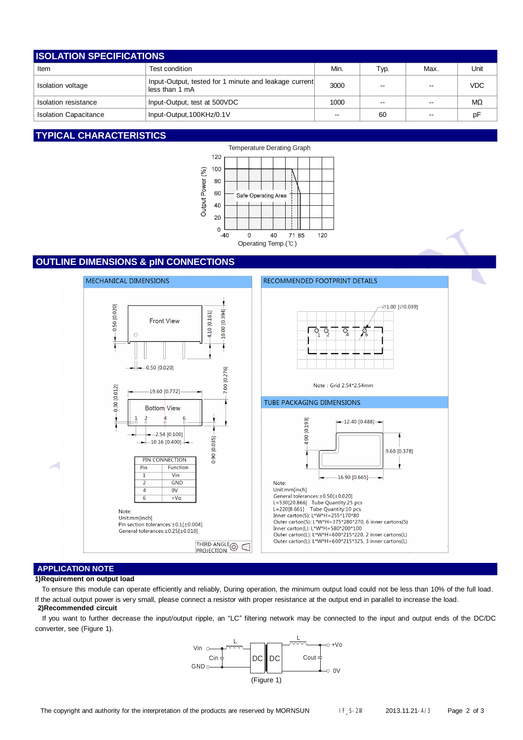## ISOLATION SPECIFICATIONS

| Item | Test condition | Min. | Typ. | Max. | Unit |
|---|---|---|---|---|---|
| Isolation voltage | Input-Output, tested for 1 minute and leakage current less than 1 mA | 3000 | -- | -- | VDC |
| Isolation resistance | Input-Output, test at 500VDC | 1000 | -- | -- | MΩ |
| Isolation Capacitance | Input-Output,100KHz/0.1V | -- | 60 | -- | pF |

## TYPICAL CHARACTERISTICS

Temperature Derating Graph

Output Power (%)

Safe Operating Area

Operating Temp.(℃)

## OUTLINE DIMENSIONS & pIN CONNECTIONS

MECHANICAL DIMENSIONS

| PIN CONNECTION | |
|---|---|
| Pin | Function |
| 1 | Vin |
| 2 | GND |
| 4 | 0V |
| 6 | +Vo |

Note:
Unit:mm[inch]
Pin section tolerances:±0.1[±0.004]
General tolerances:±0.25[±0.010]

THIRD ANGLE PROJECTION

RECOMMENDED FOOTPRINT DETAILS

Note : Grid 2.54*2.54mm

TUBE PACKAGING DIMENSIONS

Note:
Unit:mm[inch]
General tolerances:±0.50[±0.020]
L=530[20.866] Tube Quantity:25 pcs
L=220[8.661] Tube Quantity:10 pcs
Inner carton(S): L*W*H=255*170*80
Outer carton(S): L*W*H=375*280*270, 6 inner cartons(S)
Inner carton(L): L*W*H=580*200*100
Outer carton(L): L*W*H=600*215*220, 2 inner cartons(L)
Outer carton(L): L*W*H=600*215*325, 3 inner cartons(L)

## APPLICATION NOTE

**1)Requirement on output load**

To ensure this module can operate efficiently and reliably, During operation, the minimum output load could not be less than 10% of the full load. If the actual output power is very small, please connect a resistor with proper resistance at the output end in parallel to increase the load.

**2)Recommended circuit**

If you want to further decrease the input/output ripple, an "LC" filtering network may be connected to the input and output ends of the DC/DC converter, see (Figure 1).

(Figure 1)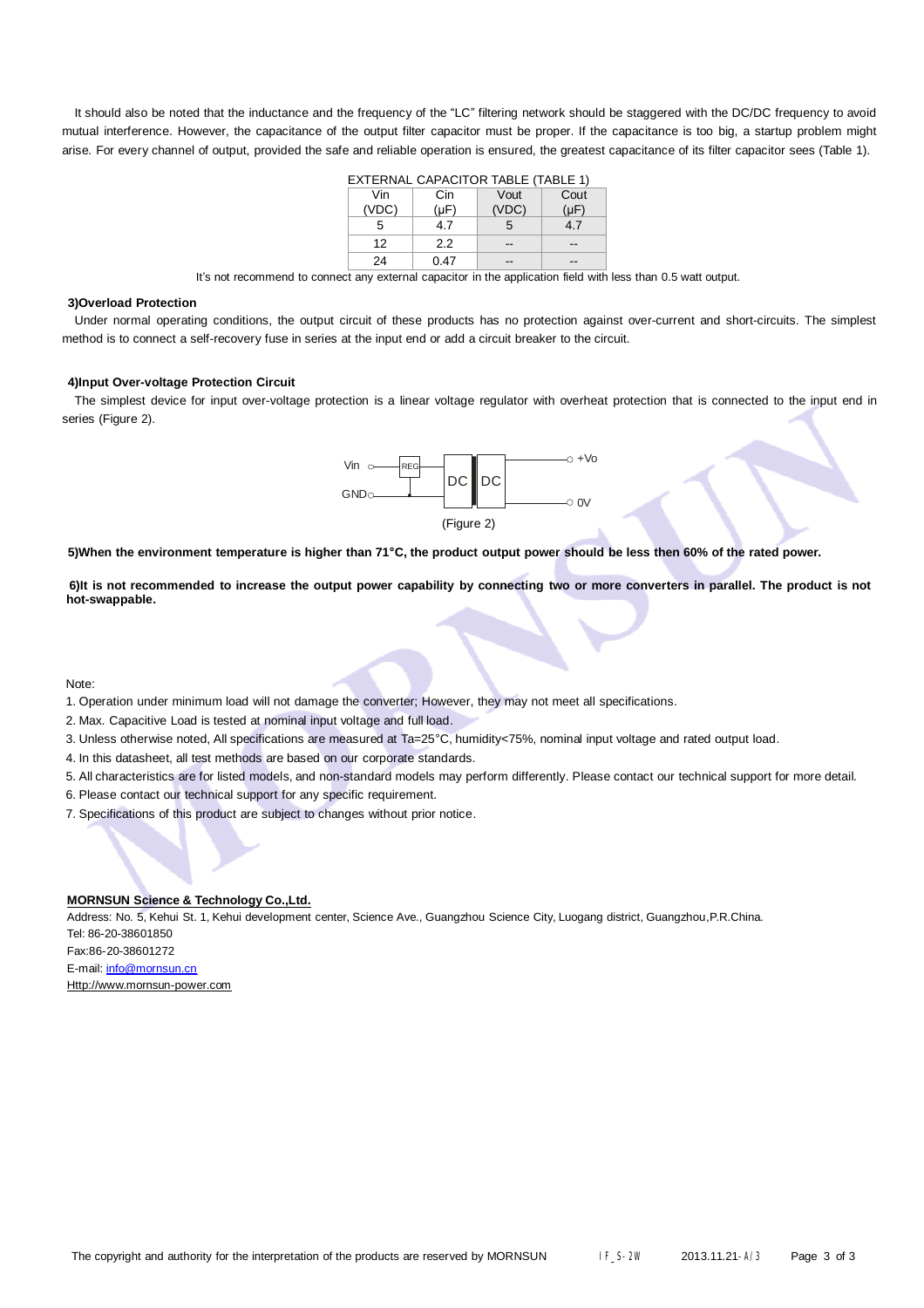It should also be noted that the inductance and the frequency of the "LC" filtering network should be staggered with the DC/DC frequency to avoid mutual interference. However, the capacitance of the output filter capacitor must be proper. If the capacitance is too big, a startup problem might arise. For every channel of output, provided the safe and reliable operation is ensured, the greatest capacitance of its filter capacitor sees (Table 1).

EXTERNAL CAPACITOR TABLE (TABLE 1)

| Vin (VDC) | Cin (μF) | Vout (VDC) | Cout (μF) |
|---|---|---|---|
| 5 | 4.7 | 5 | 4.7 |
| 12 | 2.2 | -- | -- |
| 24 | 0.47 | -- | -- |

It's not recommend to connect any external capacitor in the application field with less than 0.5 watt output.

### 3)Overload Protection

Under normal operating conditions, the output circuit of these products has no protection against over-current and short-circuits. The simplest method is to connect a self-recovery fuse in series at the input end or add a circuit breaker to the circuit.

### 4)Input Over-voltage Protection Circuit

The simplest device for input over-voltage protection is a linear voltage regulator with overheat protection that is connected to the input end in series (Figure 2).

Vin
GND
REG
DC
DC
+Vo
0V

(Figure 2)

**5)When the environment temperature is higher than 71°C, the product output power should be less then 60% of the rated power.**

**6)It is not recommended to increase the output power capability by connecting two or more converters in parallel. The product is not hot-swappable.**

Note:

1. Operation under minimum load will not damage the converter; However, they may not meet all specifications.
2. Max. Capacitive Load is tested at nominal input voltage and full load.
3. Unless otherwise noted, All specifications are measured at Ta=25°C, humidity<75%, nominal input voltage and rated output load.
4. In this datasheet, all test methods are based on our corporate standards.
5. All characteristics are for listed models, and non-standard models may perform differently. Please contact our technical support for more detail.
6. Please contact our technical support for any specific requirement.
7. Specifications of this product are subject to changes without prior notice.

**MORNSUN Science & Technology Co.,Ltd.**

Address: No. 5, Kehui St. 1, Kehui development center, Science Ave., Guangzhou Science City, Luogang district, Guangzhou,P.R.China.
Tel: 86-20-38601850
Fax:86-20-38601272
E-mail: info@mornsun.cn
Http://www.mornsun-power.com